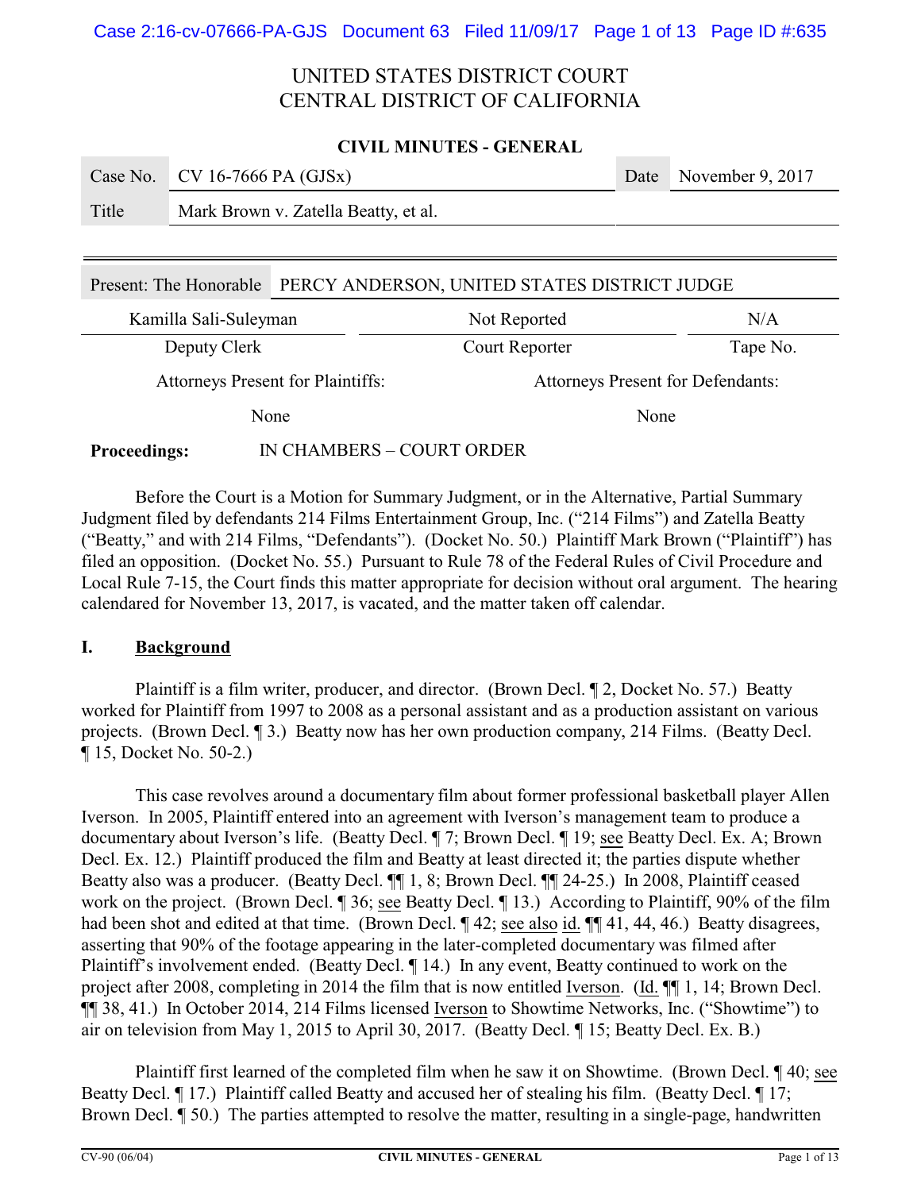UNITED STATES DISTRICT COURT
CENTRAL DISTRICT OF CALIFORNIA

**CIVIL MINUTES - GENERAL**

| Case No. | CV 16-7666 PA (GJSx) | Date | November 9, 2017 |
|---|---|---|---|
| Title | Mark Brown v. Zatella Beatty, et al. | | |

| Present: The Honorable | PERCY ANDERSON, UNITED STATES DISTRICT JUDGE | |
|---|---|---|
| Kamilla Sali-Suleyman | Not Reported | N/A |
| Deputy Clerk | Court Reporter | Tape No. |

| Attorneys Present for Plaintiffs: | Attorneys Present for Defendants: |
|---|---|
| None | None |

**Proceedings:** IN CHAMBERS – COURT ORDER

Before the Court is a Motion for Summary Judgment, or in the Alternative, Partial Summary Judgment filed by defendants 214 Films Entertainment Group, Inc. ("214 Films") and Zatella Beatty ("Beatty," and with 214 Films, "Defendants"). (Docket No. 50.) Plaintiff Mark Brown ("Plaintiff") has filed an opposition. (Docket No. 55.) Pursuant to Rule 78 of the Federal Rules of Civil Procedure and Local Rule 7-15, the Court finds this matter appropriate for decision without oral argument. The hearing calendared for November 13, 2017, is vacated, and the matter taken off calendar.

## I. Background

Plaintiff is a film writer, producer, and director. (Brown Decl. ¶ 2, Docket No. 57.) Beatty worked for Plaintiff from 1997 to 2008 as a personal assistant and as a production assistant on various projects. (Brown Decl. ¶ 3.) Beatty now has her own production company, 214 Films. (Beatty Decl. ¶ 15, Docket No. 50-2.)

This case revolves around a documentary film about former professional basketball player Allen Iverson. In 2005, Plaintiff entered into an agreement with Iverson's management team to produce a documentary about Iverson's life. (Beatty Decl. ¶ 7; Brown Decl. ¶ 19; see Beatty Decl. Ex. A; Brown Decl. Ex. 12.) Plaintiff produced the film and Beatty at least directed it; the parties dispute whether Beatty also was a producer. (Beatty Decl. ¶¶ 1, 8; Brown Decl. ¶¶ 24-25.) In 2008, Plaintiff ceased work on the project. (Brown Decl. ¶ 36; see Beatty Decl. ¶ 13.) According to Plaintiff, 90% of the film had been shot and edited at that time. (Brown Decl. ¶ 42; see also id. ¶¶ 41, 44, 46.) Beatty disagrees, asserting that 90% of the footage appearing in the later-completed documentary was filmed after Plaintiff's involvement ended. (Beatty Decl. ¶ 14.) In any event, Beatty continued to work on the project after 2008, completing in 2014 the film that is now entitled Iverson. (Id. ¶¶ 1, 14; Brown Decl. ¶¶ 38, 41.) In October 2014, 214 Films licensed Iverson to Showtime Networks, Inc. ("Showtime") to air on television from May 1, 2015 to April 30, 2017. (Beatty Decl. ¶ 15; Beatty Decl. Ex. B.)

Plaintiff first learned of the completed film when he saw it on Showtime. (Brown Decl. ¶ 40; see Beatty Decl. ¶ 17.) Plaintiff called Beatty and accused her of stealing his film. (Beatty Decl. ¶ 17; Brown Decl. ¶ 50.) The parties attempted to resolve the matter, resulting in a single-page, handwritten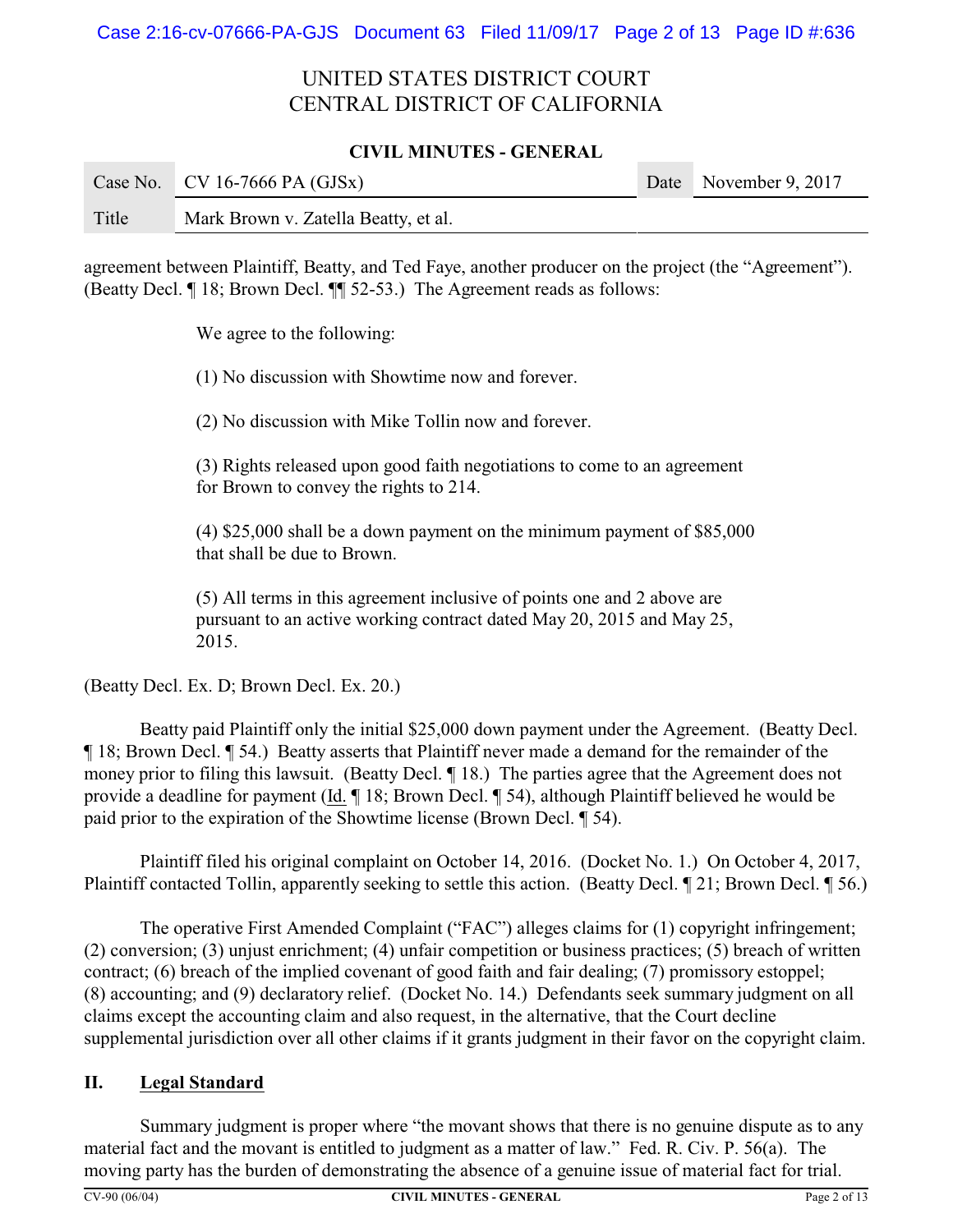agreement between Plaintiff, Beatty, and Ted Faye, another producer on the project (the "Agreement"). (Beatty Decl. ¶ 18; Brown Decl. ¶¶ 52-53.) The Agreement reads as follows:

> We agree to the following:
>
> (1) No discussion with Showtime now and forever.
>
> (2) No discussion with Mike Tollin now and forever.
>
> (3) Rights released upon good faith negotiations to come to an agreement for Brown to convey the rights to 214.
>
> (4) $25,000 shall be a down payment on the minimum payment of $85,000 that shall be due to Brown.
>
> (5) All terms in this agreement inclusive of points one and 2 above are pursuant to an active working contract dated May 20, 2015 and May 25, 2015.

(Beatty Decl. Ex. D; Brown Decl. Ex. 20.)

Beatty paid Plaintiff only the initial $25,000 down payment under the Agreement. (Beatty Decl. ¶ 18; Brown Decl. ¶ 54.) Beatty asserts that Plaintiff never made a demand for the remainder of the money prior to filing this lawsuit. (Beatty Decl. ¶ 18.) The parties agree that the Agreement does not provide a deadline for payment (Id. ¶ 18; Brown Decl. ¶ 54), although Plaintiff believed he would be paid prior to the expiration of the Showtime license (Brown Decl. ¶ 54).

Plaintiff filed his original complaint on October 14, 2016. (Docket No. 1.) On October 4, 2017, Plaintiff contacted Tollin, apparently seeking to settle this action. (Beatty Decl. ¶ 21; Brown Decl. ¶ 56.)

The operative First Amended Complaint ("FAC") alleges claims for (1) copyright infringement; (2) conversion; (3) unjust enrichment; (4) unfair competition or business practices; (5) breach of written contract; (6) breach of the implied covenant of good faith and fair dealing; (7) promissory estoppel; (8) accounting; and (9) declaratory relief. (Docket No. 14.) Defendants seek summary judgment on all claims except the accounting claim and also request, in the alternative, that the Court decline supplemental jurisdiction over all other claims if it grants judgment in their favor on the copyright claim.

## II. Legal Standard

Summary judgment is proper where "the movant shows that there is no genuine dispute as to any material fact and the movant is entitled to judgment as a matter of law." Fed. R. Civ. P. 56(a). The moving party has the burden of demonstrating the absence of a genuine issue of material fact for trial.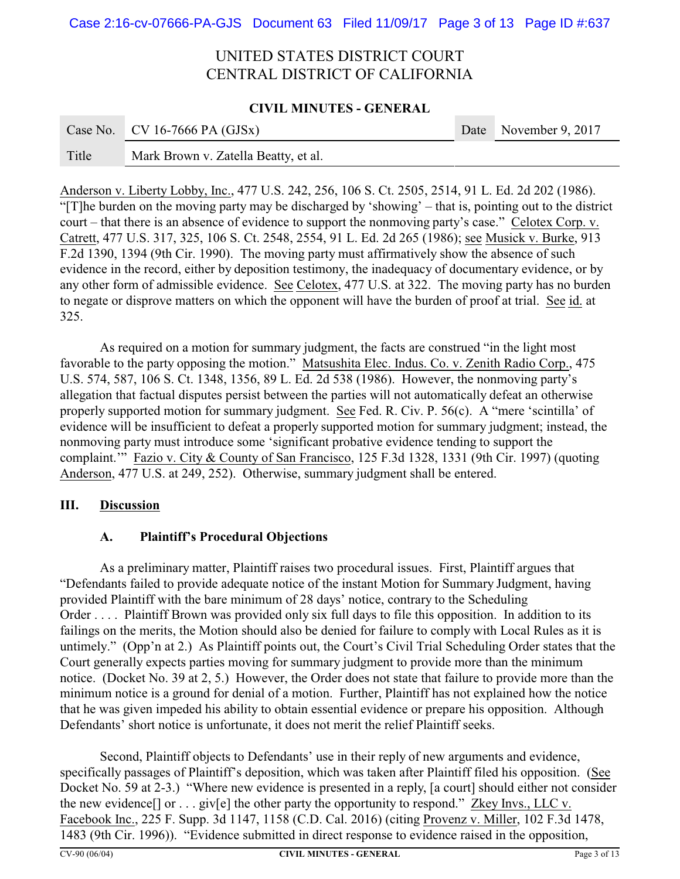Anderson v. Liberty Lobby, Inc., 477 U.S. 242, 256, 106 S. Ct. 2505, 2514, 91 L. Ed. 2d 202 (1986). "[T]he burden on the moving party may be discharged by 'showing' – that is, pointing out to the district court – that there is an absence of evidence to support the nonmoving party's case." Celotex Corp. v. Catrett, 477 U.S. 317, 325, 106 S. Ct. 2548, 2554, 91 L. Ed. 2d 265 (1986); see Musick v. Burke, 913 F.2d 1390, 1394 (9th Cir. 1990). The moving party must affirmatively show the absence of such evidence in the record, either by deposition testimony, the inadequacy of documentary evidence, or by any other form of admissible evidence. See Celotex, 477 U.S. at 322. The moving party has no burden to negate or disprove matters on which the opponent will have the burden of proof at trial. See id. at 325.

As required on a motion for summary judgment, the facts are construed "in the light most favorable to the party opposing the motion." Matsushita Elec. Indus. Co. v. Zenith Radio Corp., 475 U.S. 574, 587, 106 S. Ct. 1348, 1356, 89 L. Ed. 2d 538 (1986). However, the nonmoving party's allegation that factual disputes persist between the parties will not automatically defeat an otherwise properly supported motion for summary judgment. See Fed. R. Civ. P. 56(c). A "mere 'scintilla' of evidence will be insufficient to defeat a properly supported motion for summary judgment; instead, the nonmoving party must introduce some 'significant probative evidence tending to support the complaint.'" Fazio v. City & County of San Francisco, 125 F.3d 1328, 1331 (9th Cir. 1997) (quoting Anderson, 477 U.S. at 249, 252). Otherwise, summary judgment shall be entered.

## III. Discussion

### A. Plaintiff's Procedural Objections

As a preliminary matter, Plaintiff raises two procedural issues. First, Plaintiff argues that "Defendants failed to provide adequate notice of the instant Motion for Summary Judgment, having provided Plaintiff with the bare minimum of 28 days' notice, contrary to the Scheduling Order . . . . Plaintiff Brown was provided only six full days to file this opposition. In addition to its failings on the merits, the Motion should also be denied for failure to comply with Local Rules as it is untimely." (Opp'n at 2.) As Plaintiff points out, the Court's Civil Trial Scheduling Order states that the Court generally expects parties moving for summary judgment to provide more than the minimum notice. (Docket No. 39 at 2, 5.) However, the Order does not state that failure to provide more than the minimum notice is a ground for denial of a motion. Further, Plaintiff has not explained how the notice that he was given impeded his ability to obtain essential evidence or prepare his opposition. Although Defendants' short notice is unfortunate, it does not merit the relief Plaintiff seeks.

Second, Plaintiff objects to Defendants' use in their reply of new arguments and evidence, specifically passages of Plaintiff's deposition, which was taken after Plaintiff filed his opposition. (See Docket No. 59 at 2-3.) "Where new evidence is presented in a reply, [a court] should either not consider the new evidence[] or . . . giv[e] the other party the opportunity to respond." Zkey Invs., LLC v. Facebook Inc., 225 F. Supp. 3d 1147, 1158 (C.D. Cal. 2016) (citing Provenz v. Miller, 102 F.3d 1478, 1483 (9th Cir. 1996)). "Evidence submitted in direct response to evidence raised in the opposition,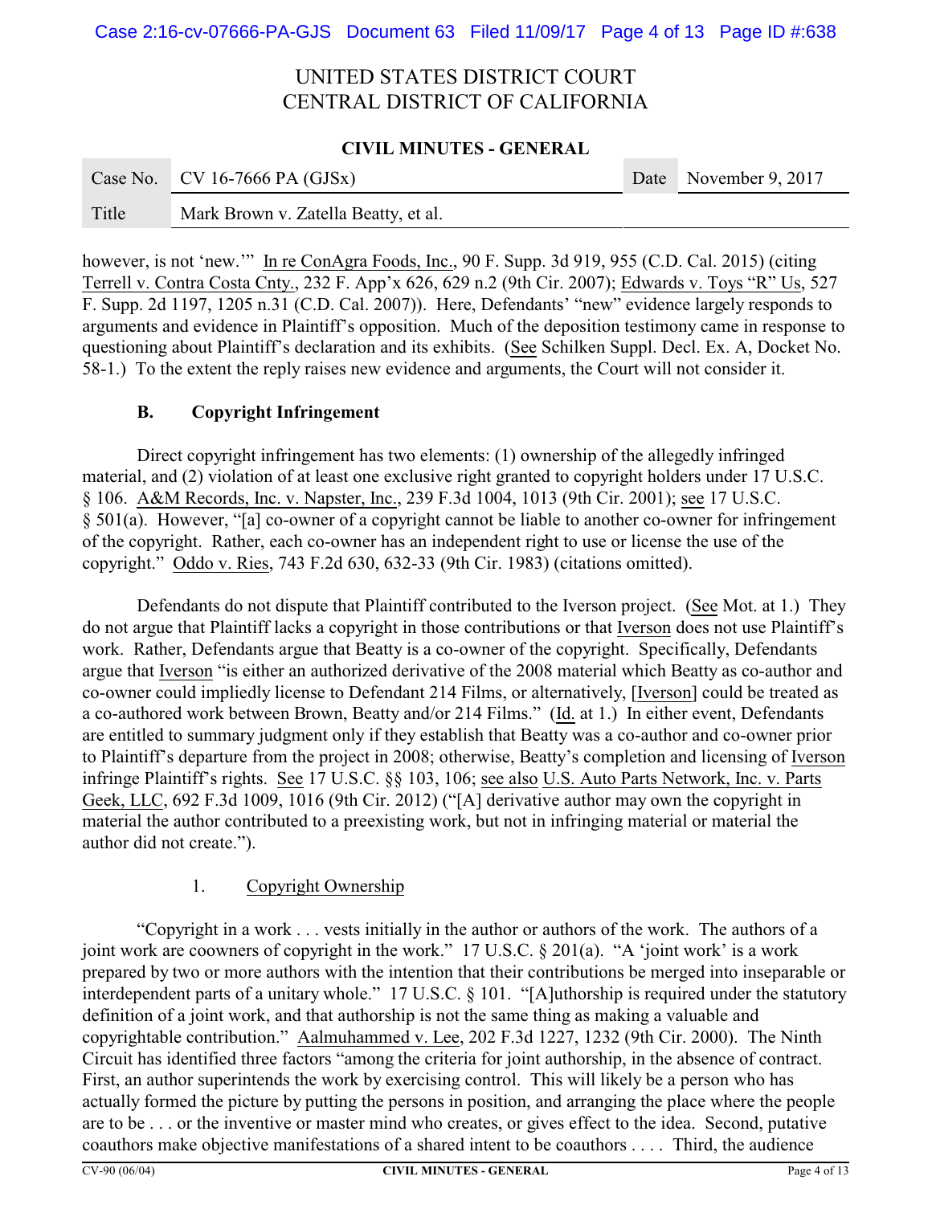however, is not 'new.'" In re ConAgra Foods, Inc., 90 F. Supp. 3d 919, 955 (C.D. Cal. 2015) (citing Terrell v. Contra Costa Cnty., 232 F. App'x 626, 629 n.2 (9th Cir. 2007); Edwards v. Toys "R" Us, 527 F. Supp. 2d 1197, 1205 n.31 (C.D. Cal. 2007)). Here, Defendants' "new" evidence largely responds to arguments and evidence in Plaintiff's opposition. Much of the deposition testimony came in response to questioning about Plaintiff's declaration and its exhibits. (See Schilken Suppl. Decl. Ex. A, Docket No. 58-1.) To the extent the reply raises new evidence and arguments, the Court will not consider it.

### B. Copyright Infringement

Direct copyright infringement has two elements: (1) ownership of the allegedly infringed material, and (2) violation of at least one exclusive right granted to copyright holders under 17 U.S.C. § 106. A&M Records, Inc. v. Napster, Inc., 239 F.3d 1004, 1013 (9th Cir. 2001); see 17 U.S.C. § 501(a). However, "[a] co-owner of a copyright cannot be liable to another co-owner for infringement of the copyright. Rather, each co-owner has an independent right to use or license the use of the copyright." Oddo v. Ries, 743 F.2d 630, 632-33 (9th Cir. 1983) (citations omitted).

Defendants do not dispute that Plaintiff contributed to the Iverson project. (See Mot. at 1.) They do not argue that Plaintiff lacks a copyright in those contributions or that Iverson does not use Plaintiff's work. Rather, Defendants argue that Beatty is a co-owner of the copyright. Specifically, Defendants argue that Iverson "is either an authorized derivative of the 2008 material which Beatty as co-author and co-owner could impliedly license to Defendant 214 Films, or alternatively, [Iverson] could be treated as a co-authored work between Brown, Beatty and/or 214 Films." (Id. at 1.) In either event, Defendants are entitled to summary judgment only if they establish that Beatty was a co-author and co-owner prior to Plaintiff's departure from the project in 2008; otherwise, Beatty's completion and licensing of Iverson infringe Plaintiff's rights. See 17 U.S.C. §§ 103, 106; see also U.S. Auto Parts Network, Inc. v. Parts Geek, LLC, 692 F.3d 1009, 1016 (9th Cir. 2012) ("[A] derivative author may own the copyright in material the author contributed to a preexisting work, but not in infringing material or material the author did not create.").

#### 1. Copyright Ownership

"Copyright in a work . . . vests initially in the author or authors of the work. The authors of a joint work are coowners of copyright in the work." 17 U.S.C. § 201(a). "A 'joint work' is a work prepared by two or more authors with the intention that their contributions be merged into inseparable or interdependent parts of a unitary whole." 17 U.S.C. § 101. "[A]uthorship is required under the statutory definition of a joint work, and that authorship is not the same thing as making a valuable and copyrightable contribution." Aalmuhammed v. Lee, 202 F.3d 1227, 1232 (9th Cir. 2000). The Ninth Circuit has identified three factors "among the criteria for joint authorship, in the absence of contract. First, an author superintends the work by exercising control. This will likely be a person who has actually formed the picture by putting the persons in position, and arranging the place where the people are to be . . . or the inventive or master mind who creates, or gives effect to the idea. Second, putative coauthors make objective manifestations of a shared intent to be coauthors . . . . Third, the audience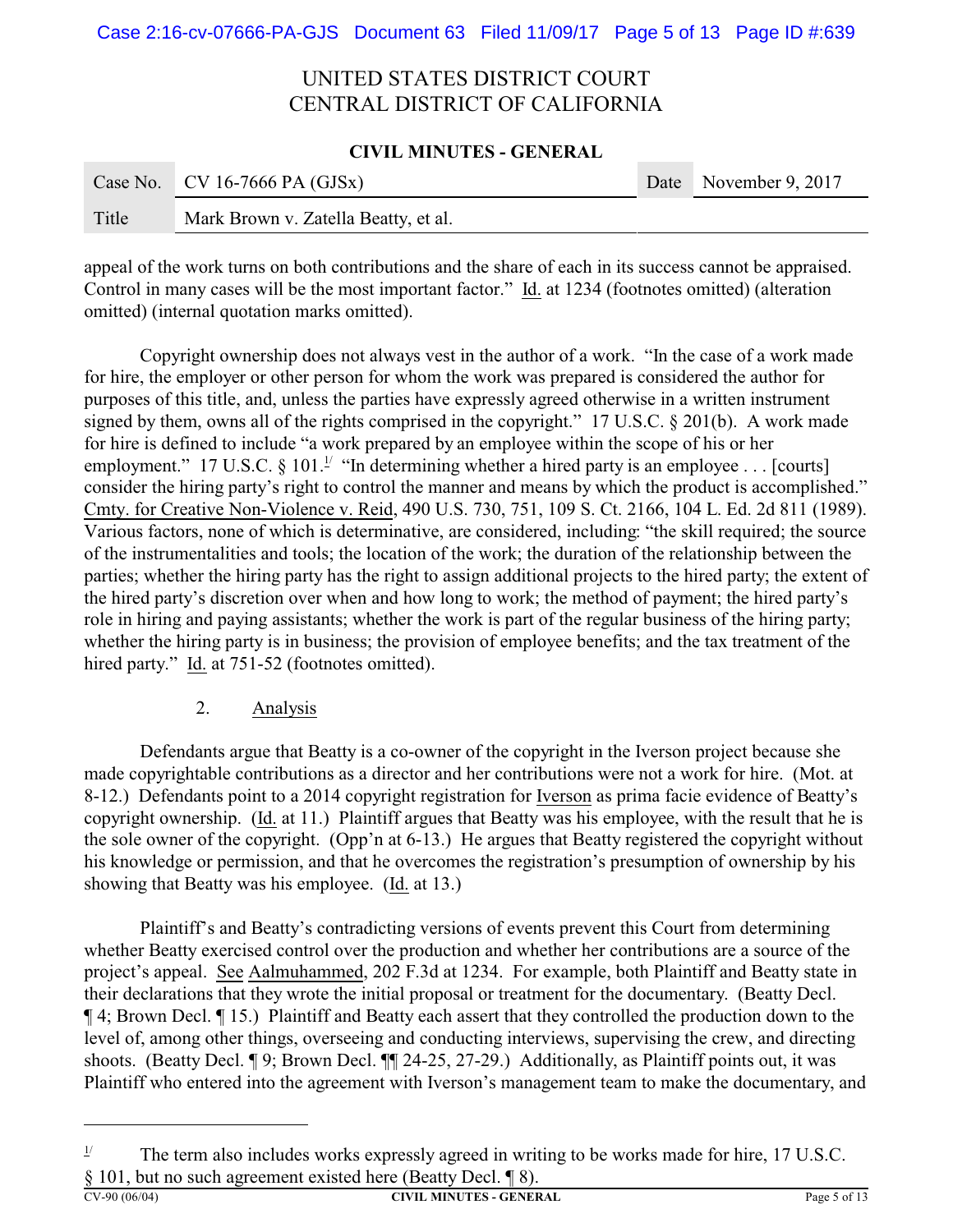appeal of the work turns on both contributions and the share of each in its success cannot be appraised. Control in many cases will be the most important factor." Id. at 1234 (footnotes omitted) (alteration omitted) (internal quotation marks omitted).

Copyright ownership does not always vest in the author of a work. "In the case of a work made for hire, the employer or other person for whom the work was prepared is considered the author for purposes of this title, and, unless the parties have expressly agreed otherwise in a written instrument signed by them, owns all of the rights comprised in the copyright." 17 U.S.C. § 201(b). A work made for hire is defined to include "a work prepared by an employee within the scope of his or her employment." 17 U.S.C. § 101.[1] "In determining whether a hired party is an employee . . . [courts] consider the hiring party's right to control the manner and means by which the product is accomplished." Cmty. for Creative Non-Violence v. Reid, 490 U.S. 730, 751, 109 S. Ct. 2166, 104 L. Ed. 2d 811 (1989). Various factors, none of which is determinative, are considered, including: "the skill required; the source of the instrumentalities and tools; the location of the work; the duration of the relationship between the parties; whether the hiring party has the right to assign additional projects to the hired party; the extent of the hired party's discretion over when and how long to work; the method of payment; the hired party's role in hiring and paying assistants; whether the work is part of the regular business of the hiring party; whether the hiring party is in business; the provision of employee benefits; and the tax treatment of the hired party." Id. at 751-52 (footnotes omitted).

2. Analysis

Defendants argue that Beatty is a co-owner of the copyright in the Iverson project because she made copyrightable contributions as a director and her contributions were not a work for hire. (Mot. at 8-12.) Defendants point to a 2014 copyright registration for Iverson as prima facie evidence of Beatty's copyright ownership. (Id. at 11.) Plaintiff argues that Beatty was his employee, with the result that he is the sole owner of the copyright. (Opp'n at 6-13.) He argues that Beatty registered the copyright without his knowledge or permission, and that he overcomes the registration's presumption of ownership by his showing that Beatty was his employee. (Id. at 13.)

Plaintiff's and Beatty's contradicting versions of events prevent this Court from determining whether Beatty exercised control over the production and whether her contributions are a source of the project's appeal. See Aalmuhammed, 202 F.3d at 1234. For example, both Plaintiff and Beatty state in their declarations that they wrote the initial proposal or treatment for the documentary. (Beatty Decl. ¶ 4; Brown Decl. ¶ 15.) Plaintiff and Beatty each assert that they controlled the production down to the level of, among other things, overseeing and conducting interviews, supervising the crew, and directing shoots. (Beatty Decl. ¶ 9; Brown Decl. ¶¶ 24-25, 27-29.) Additionally, as Plaintiff points out, it was Plaintiff who entered into the agreement with Iverson's management team to make the documentary, and

---

[1] The term also includes works expressly agreed in writing to be works made for hire, 17 U.S.C. § 101, but no such agreement existed here (Beatty Decl. ¶ 8).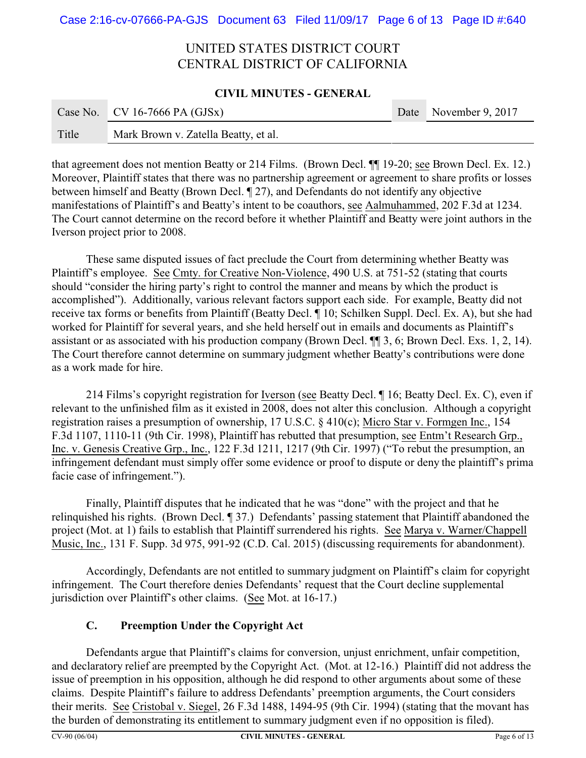that agreement does not mention Beatty or 214 Films. (Brown Decl. ¶¶ 19-20; see Brown Decl. Ex. 12.) Moreover, Plaintiff states that there was no partnership agreement or agreement to share profits or losses between himself and Beatty (Brown Decl. ¶ 27), and Defendants do not identify any objective manifestations of Plaintiff's and Beatty's intent to be coauthors, see Aalmuhammed, 202 F.3d at 1234. The Court cannot determine on the record before it whether Plaintiff and Beatty were joint authors in the Iverson project prior to 2008.

These same disputed issues of fact preclude the Court from determining whether Beatty was Plaintiff's employee. See Cmty. for Creative Non-Violence, 490 U.S. at 751-52 (stating that courts should "consider the hiring party's right to control the manner and means by which the product is accomplished"). Additionally, various relevant factors support each side. For example, Beatty did not receive tax forms or benefits from Plaintiff (Beatty Decl. ¶ 10; Schilken Suppl. Decl. Ex. A), but she had worked for Plaintiff for several years, and she held herself out in emails and documents as Plaintiff's assistant or as associated with his production company (Brown Decl. ¶¶ 3, 6; Brown Decl. Exs. 1, 2, 14). The Court therefore cannot determine on summary judgment whether Beatty's contributions were done as a work made for hire.

214 Films's copyright registration for Iverson (see Beatty Decl. ¶ 16; Beatty Decl. Ex. C), even if relevant to the unfinished film as it existed in 2008, does not alter this conclusion. Although a copyright registration raises a presumption of ownership, 17 U.S.C. § 410(c); Micro Star v. Formgen Inc., 154 F.3d 1107, 1110-11 (9th Cir. 1998), Plaintiff has rebutted that presumption, see Entm't Research Grp., Inc. v. Genesis Creative Grp., Inc., 122 F.3d 1211, 1217 (9th Cir. 1997) ("To rebut the presumption, an infringement defendant must simply offer some evidence or proof to dispute or deny the plaintiff's prima facie case of infringement.").

Finally, Plaintiff disputes that he indicated that he was "done" with the project and that he relinquished his rights. (Brown Decl. ¶ 37.) Defendants' passing statement that Plaintiff abandoned the project (Mot. at 1) fails to establish that Plaintiff surrendered his rights. See Marya v. Warner/Chappell Music, Inc., 131 F. Supp. 3d 975, 991-92 (C.D. Cal. 2015) (discussing requirements for abandonment).

Accordingly, Defendants are not entitled to summary judgment on Plaintiff's claim for copyright infringement. The Court therefore denies Defendants' request that the Court decline supplemental jurisdiction over Plaintiff's other claims. (See Mot. at 16-17.)

### C. Preemption Under the Copyright Act

Defendants argue that Plaintiff's claims for conversion, unjust enrichment, unfair competition, and declaratory relief are preempted by the Copyright Act. (Mot. at 12-16.) Plaintiff did not address the issue of preemption in his opposition, although he did respond to other arguments about some of these claims. Despite Plaintiff's failure to address Defendants' preemption arguments, the Court considers their merits. See Cristobal v. Siegel, 26 F.3d 1488, 1494-95 (9th Cir. 1994) (stating that the movant has the burden of demonstrating its entitlement to summary judgment even if no opposition is filed).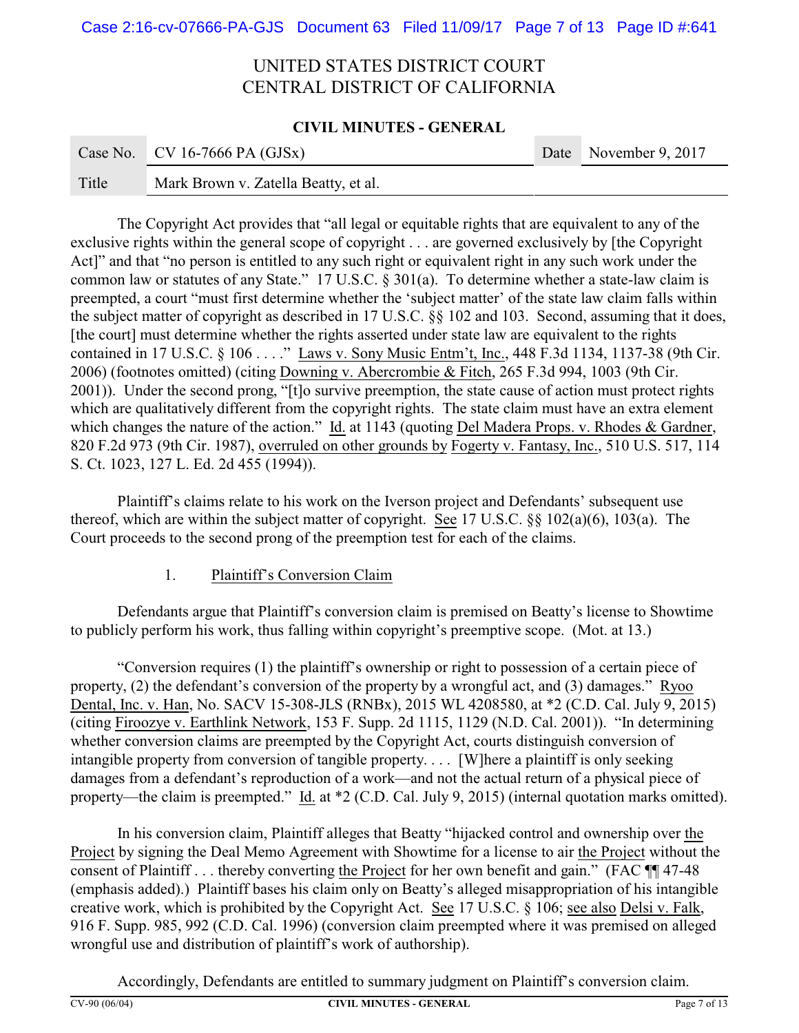The Copyright Act provides that "all legal or equitable rights that are equivalent to any of the exclusive rights within the general scope of copyright . . . are governed exclusively by [the Copyright Act]" and that "no person is entitled to any such right or equivalent right in any such work under the common law or statutes of any State." 17 U.S.C. § 301(a). To determine whether a state-law claim is preempted, a court "must first determine whether the 'subject matter' of the state law claim falls within the subject matter of copyright as described in 17 U.S.C. §§ 102 and 103. Second, assuming that it does, [the court] must determine whether the rights asserted under state law are equivalent to the rights contained in 17 U.S.C. § 106 . . . ." Laws v. Sony Music Entm't, Inc., 448 F.3d 1134, 1137-38 (9th Cir. 2006) (footnotes omitted) (citing Downing v. Abercrombie & Fitch, 265 F.3d 994, 1003 (9th Cir. 2001)). Under the second prong, "[t]o survive preemption, the state cause of action must protect rights which are qualitatively different from the copyright rights. The state claim must have an extra element which changes the nature of the action." Id. at 1143 (quoting Del Madera Props. v. Rhodes & Gardner, 820 F.2d 973 (9th Cir. 1987), overruled on other grounds by Fogerty v. Fantasy, Inc., 510 U.S. 517, 114 S. Ct. 1023, 127 L. Ed. 2d 455 (1994)).

Plaintiff's claims relate to his work on the Iverson project and Defendants' subsequent use thereof, which are within the subject matter of copyright. See 17 U.S.C. §§ 102(a)(6), 103(a). The Court proceeds to the second prong of the preemption test for each of the claims.

1. Plaintiff's Conversion Claim

Defendants argue that Plaintiff's conversion claim is premised on Beatty's license to Showtime to publicly perform his work, thus falling within copyright's preemptive scope. (Mot. at 13.)

"Conversion requires (1) the plaintiff's ownership or right to possession of a certain piece of property, (2) the defendant's conversion of the property by a wrongful act, and (3) damages." Ryoo Dental, Inc. v. Han, No. SACV 15-308-JLS (RNBx), 2015 WL 4208580, at *2 (C.D. Cal. July 9, 2015) (citing Firoozye v. Earthlink Network, 153 F. Supp. 2d 1115, 1129 (N.D. Cal. 2001)). "In determining whether conversion claims are preempted by the Copyright Act, courts distinguish conversion of intangible property from conversion of tangible property. . . . [W]here a plaintiff is only seeking damages from a defendant's reproduction of a work—and not the actual return of a physical piece of property—the claim is preempted." Id. at *2 (C.D. Cal. July 9, 2015) (internal quotation marks omitted).

In his conversion claim, Plaintiff alleges that Beatty "hijacked control and ownership over the Project by signing the Deal Memo Agreement with Showtime for a license to air the Project without the consent of Plaintiff . . . thereby converting the Project for her own benefit and gain." (FAC ¶¶ 47-48 (emphasis added).) Plaintiff bases his claim only on Beatty's alleged misappropriation of his intangible creative work, which is prohibited by the Copyright Act. See 17 U.S.C. § 106; see also Delsi v. Falk, 916 F. Supp. 985, 992 (C.D. Cal. 1996) (conversion claim preempted where it was premised on alleged wrongful use and distribution of plaintiff's work of authorship).

Accordingly, Defendants are entitled to summary judgment on Plaintiff's conversion claim.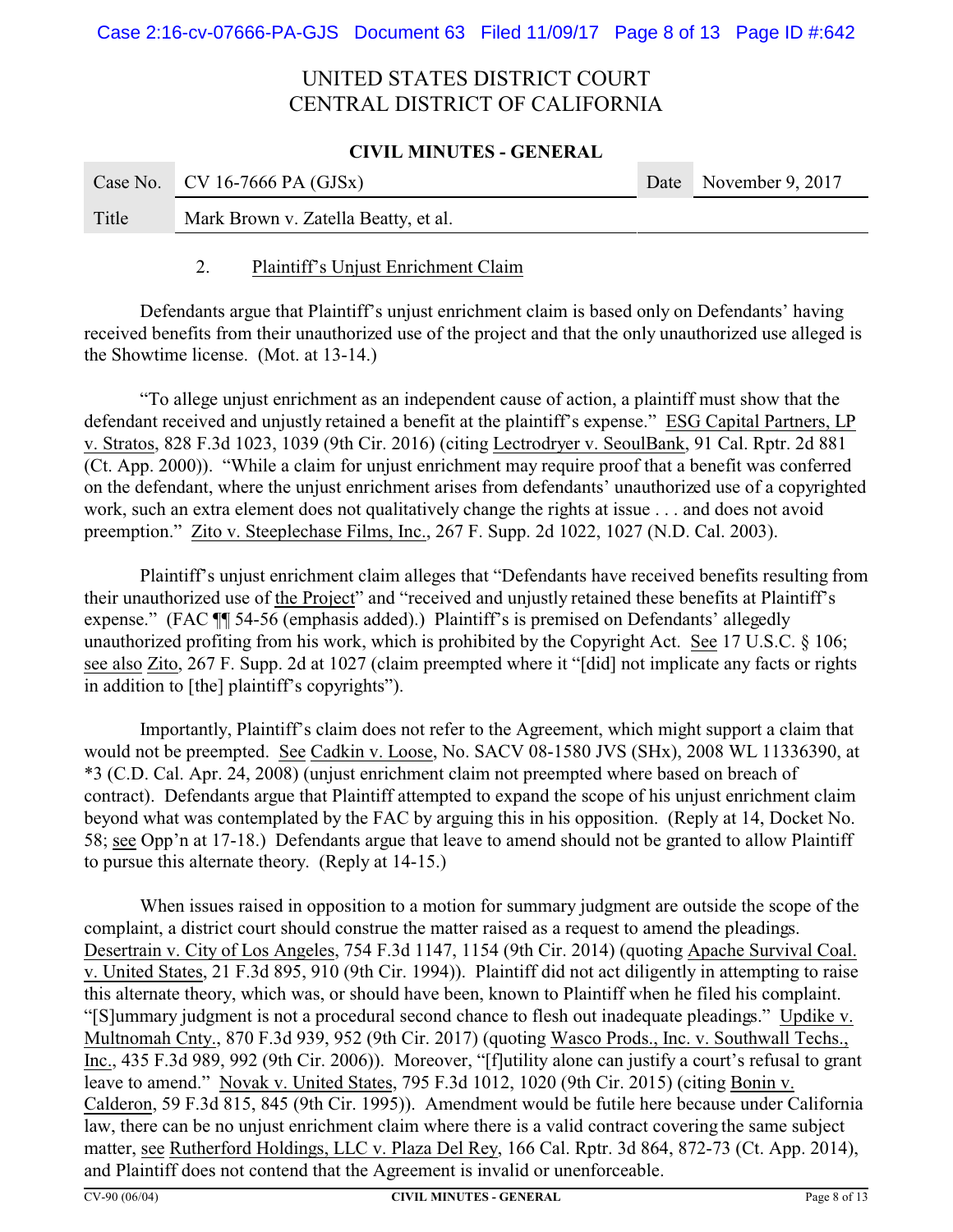UNITED STATES DISTRICT COURT
CENTRAL DISTRICT OF CALIFORNIA

**CIVIL MINUTES - GENERAL**

| Case No. | CV 16-7666 PA (GJSx) | Date | November 9, 2017 |
|---|---|---|---|
| Title | Mark Brown v. Zatella Beatty, et al. | | |

2. Plaintiff's Unjust Enrichment Claim

Defendants argue that Plaintiff's unjust enrichment claim is based only on Defendants' having received benefits from their unauthorized use of the project and that the only unauthorized use alleged is the Showtime license. (Mot. at 13-14.)

"To allege unjust enrichment as an independent cause of action, a plaintiff must show that the defendant received and unjustly retained a benefit at the plaintiff's expense." ESG Capital Partners, LP v. Stratos, 828 F.3d 1023, 1039 (9th Cir. 2016) (citing Lectrodryer v. SeoulBank, 91 Cal. Rptr. 2d 881 (Ct. App. 2000)). "While a claim for unjust enrichment may require proof that a benefit was conferred on the defendant, where the unjust enrichment arises from defendants' unauthorized use of a copyrighted work, such an extra element does not qualitatively change the rights at issue . . . and does not avoid preemption." Zito v. Steeplechase Films, Inc., 267 F. Supp. 2d 1022, 1027 (N.D. Cal. 2003).

Plaintiff's unjust enrichment claim alleges that "Defendants have received benefits resulting from their unauthorized use of the Project" and "received and unjustly retained these benefits at Plaintiff's expense." (FAC ¶¶ 54-56 (emphasis added).) Plaintiff's is premised on Defendants' allegedly unauthorized profiting from his work, which is prohibited by the Copyright Act. See 17 U.S.C. § 106; see also Zito, 267 F. Supp. 2d at 1027 (claim preempted where it "[did] not implicate any facts or rights in addition to [the] plaintiff's copyrights").

Importantly, Plaintiff's claim does not refer to the Agreement, which might support a claim that would not be preempted. See Cadkin v. Loose, No. SACV 08-1580 JVS (SHx), 2008 WL 11336390, at *3 (C.D. Cal. Apr. 24, 2008) (unjust enrichment claim not preempted where based on breach of contract). Defendants argue that Plaintiff attempted to expand the scope of his unjust enrichment claim beyond what was contemplated by the FAC by arguing this in his opposition. (Reply at 14, Docket No. 58; see Opp'n at 17-18.) Defendants argue that leave to amend should not be granted to allow Plaintiff to pursue this alternate theory. (Reply at 14-15.)

When issues raised in opposition to a motion for summary judgment are outside the scope of the complaint, a district court should construe the matter raised as a request to amend the pleadings. Desertrain v. City of Los Angeles, 754 F.3d 1147, 1154 (9th Cir. 2014) (quoting Apache Survival Coal. v. United States, 21 F.3d 895, 910 (9th Cir. 1994)). Plaintiff did not act diligently in attempting to raise this alternate theory, which was, or should have been, known to Plaintiff when he filed his complaint. "[S]ummary judgment is not a procedural second chance to flesh out inadequate pleadings." Updike v. Multnomah Cnty., 870 F.3d 939, 952 (9th Cir. 2017) (quoting Wasco Prods., Inc. v. Southwall Techs., Inc., 435 F.3d 989, 992 (9th Cir. 2006)). Moreover, "[f]utility alone can justify a court's refusal to grant leave to amend." Novak v. United States, 795 F.3d 1012, 1020 (9th Cir. 2015) (citing Bonin v. Calderon, 59 F.3d 815, 845 (9th Cir. 1995)). Amendment would be futile here because under California law, there can be no unjust enrichment claim where there is a valid contract covering the same subject matter, see Rutherford Holdings, LLC v. Plaza Del Rey, 166 Cal. Rptr. 3d 864, 872-73 (Ct. App. 2014), and Plaintiff does not contend that the Agreement is invalid or unenforceable.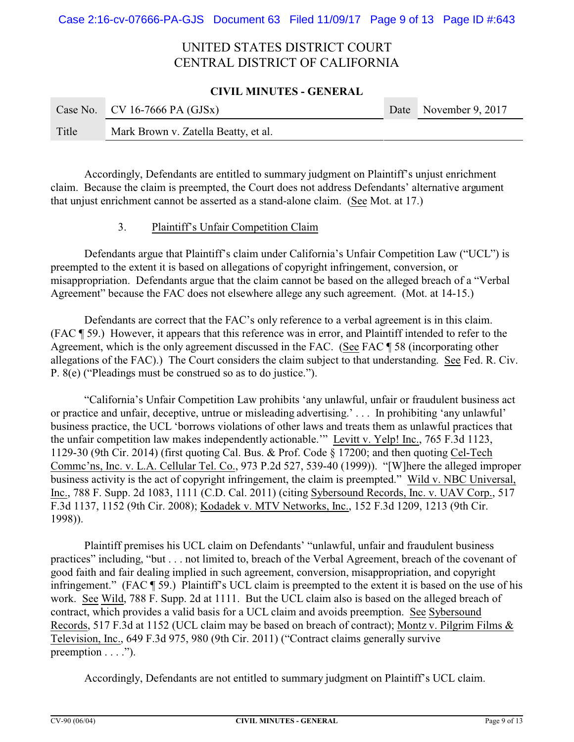UNITED STATES DISTRICT COURT
CENTRAL DISTRICT OF CALIFORNIA

**CIVIL MINUTES - GENERAL**

| Case No. | CV 16-7666 PA (GJSx) | Date | November 9, 2017 |
|---|---|---|---|
| Title | Mark Brown v. Zatella Beatty, et al. | | |

Accordingly, Defendants are entitled to summary judgment on Plaintiff's unjust enrichment claim. Because the claim is preempted, the Court does not address Defendants' alternative argument that unjust enrichment cannot be asserted as a stand-alone claim. (See Mot. at 17.)

3. Plaintiff's Unfair Competition Claim

Defendants argue that Plaintiff's claim under California's Unfair Competition Law ("UCL") is preempted to the extent it is based on allegations of copyright infringement, conversion, or misappropriation. Defendants argue that the claim cannot be based on the alleged breach of a "Verbal Agreement" because the FAC does not elsewhere allege any such agreement. (Mot. at 14-15.)

Defendants are correct that the FAC's only reference to a verbal agreement is in this claim. (FAC ¶ 59.) However, it appears that this reference was in error, and Plaintiff intended to refer to the Agreement, which is the only agreement discussed in the FAC. (See FAC ¶ 58 (incorporating other allegations of the FAC).) The Court considers the claim subject to that understanding. See Fed. R. Civ. P. 8(e) ("Pleadings must be construed so as to do justice.").

"California's Unfair Competition Law prohibits 'any unlawful, unfair or fraudulent business act or practice and unfair, deceptive, untrue or misleading advertising.' . . . In prohibiting 'any unlawful' business practice, the UCL 'borrows violations of other laws and treats them as unlawful practices that the unfair competition law makes independently actionable.'" Levitt v. Yelp! Inc., 765 F.3d 1123, 1129-30 (9th Cir. 2014) (first quoting Cal. Bus. & Prof. Code § 17200; and then quoting Cel-Tech Commc'ns, Inc. v. L.A. Cellular Tel. Co., 973 P.2d 527, 539-40 (1999)). "[W]here the alleged improper business activity is the act of copyright infringement, the claim is preempted." Wild v. NBC Universal, Inc., 788 F. Supp. 2d 1083, 1111 (C.D. Cal. 2011) (citing Sybersound Records, Inc. v. UAV Corp., 517 F.3d 1137, 1152 (9th Cir. 2008); Kodadek v. MTV Networks, Inc., 152 F.3d 1209, 1213 (9th Cir. 1998)).

Plaintiff premises his UCL claim on Defendants' "unlawful, unfair and fraudulent business practices" including, "but . . . not limited to, breach of the Verbal Agreement, breach of the covenant of good faith and fair dealing implied in such agreement, conversion, misappropriation, and copyright infringement." (FAC ¶ 59.) Plaintiff's UCL claim is preempted to the extent it is based on the use of his work. See Wild, 788 F. Supp. 2d at 1111. But the UCL claim also is based on the alleged breach of contract, which provides a valid basis for a UCL claim and avoids preemption. See Sybersound Records, 517 F.3d at 1152 (UCL claim may be based on breach of contract); Montz v. Pilgrim Films & Television, Inc., 649 F.3d 975, 980 (9th Cir. 2011) ("Contract claims generally survive preemption . . . .").

Accordingly, Defendants are not entitled to summary judgment on Plaintiff's UCL claim.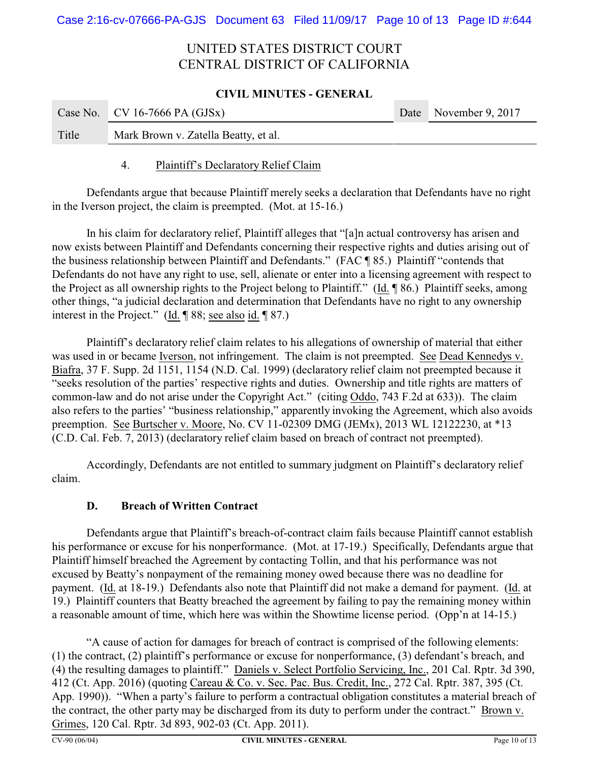UNITED STATES DISTRICT COURT
CENTRAL DISTRICT OF CALIFORNIA

**CIVIL MINUTES - GENERAL**

| Case No. | CV 16-7666 PA (GJSx) | Date | November 9, 2017 |
|---|---|---|---|
| Title | Mark Brown v. Zatella Beatty, et al. | | |

4. Plaintiff's Declaratory Relief Claim

Defendants argue that because Plaintiff merely seeks a declaration that Defendants have no right in the Iverson project, the claim is preempted. (Mot. at 15-16.)

In his claim for declaratory relief, Plaintiff alleges that "[a]n actual controversy has arisen and now exists between Plaintiff and Defendants concerning their respective rights and duties arising out of the business relationship between Plaintiff and Defendants." (FAC ¶ 85.) Plaintiff "contends that Defendants do not have any right to use, sell, alienate or enter into a licensing agreement with respect to the Project as all ownership rights to the Project belong to Plaintiff." (Id. ¶ 86.) Plaintiff seeks, among other things, "a judicial declaration and determination that Defendants have no right to any ownership interest in the Project." (Id. ¶ 88; see also id. ¶ 87.)

Plaintiff's declaratory relief claim relates to his allegations of ownership of material that either was used in or became Iverson, not infringement. The claim is not preempted. See Dead Kennedys v. Biafra, 37 F. Supp. 2d 1151, 1154 (N.D. Cal. 1999) (declaratory relief claim not preempted because it "seeks resolution of the parties' respective rights and duties. Ownership and title rights are matters of common-law and do not arise under the Copyright Act." (citing Oddo, 743 F.2d at 633)). The claim also refers to the parties' "business relationship," apparently invoking the Agreement, which also avoids preemption. See Burtscher v. Moore, No. CV 11-02309 DMG (JEMx), 2013 WL 12122230, at *13 (C.D. Cal. Feb. 7, 2013) (declaratory relief claim based on breach of contract not preempted).

Accordingly, Defendants are not entitled to summary judgment on Plaintiff's declaratory relief claim.

**D. Breach of Written Contract**

Defendants argue that Plaintiff's breach-of-contract claim fails because Plaintiff cannot establish his performance or excuse for his nonperformance. (Mot. at 17-19.) Specifically, Defendants argue that Plaintiff himself breached the Agreement by contacting Tollin, and that his performance was not excused by Beatty's nonpayment of the remaining money owed because there was no deadline for payment. (Id. at 18-19.) Defendants also note that Plaintiff did not make a demand for payment. (Id. at 19.) Plaintiff counters that Beatty breached the agreement by failing to pay the remaining money within a reasonable amount of time, which here was within the Showtime license period. (Opp'n at 14-15.)

"A cause of action for damages for breach of contract is comprised of the following elements: (1) the contract, (2) plaintiff's performance or excuse for nonperformance, (3) defendant's breach, and (4) the resulting damages to plaintiff." Daniels v. Select Portfolio Servicing, Inc., 201 Cal. Rptr. 3d 390, 412 (Ct. App. 2016) (quoting Careau & Co. v. Sec. Pac. Bus. Credit, Inc., 272 Cal. Rptr. 387, 395 (Ct. App. 1990)). "When a party's failure to perform a contractual obligation constitutes a material breach of the contract, the other party may be discharged from its duty to perform under the contract." Brown v. Grimes, 120 Cal. Rptr. 3d 893, 902-03 (Ct. App. 2011).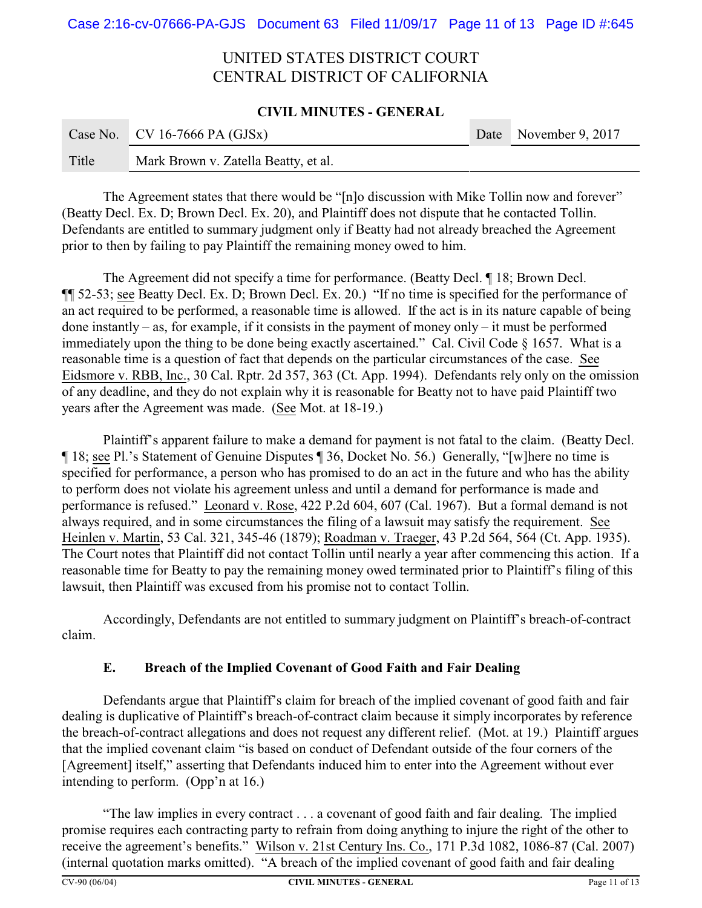The Agreement states that there would be "[n]o discussion with Mike Tollin now and forever" (Beatty Decl. Ex. D; Brown Decl. Ex. 20), and Plaintiff does not dispute that he contacted Tollin. Defendants are entitled to summary judgment only if Beatty had not already breached the Agreement prior to then by failing to pay Plaintiff the remaining money owed to him.

The Agreement did not specify a time for performance. (Beatty Decl. ¶ 18; Brown Decl. ¶¶ 52-53; see Beatty Decl. Ex. D; Brown Decl. Ex. 20.) "If no time is specified for the performance of an act required to be performed, a reasonable time is allowed. If the act is in its nature capable of being done instantly – as, for example, if it consists in the payment of money only – it must be performed immediately upon the thing to be done being exactly ascertained." Cal. Civil Code § 1657. What is a reasonable time is a question of fact that depends on the particular circumstances of the case. See Eidsmore v. RBB, Inc., 30 Cal. Rptr. 2d 357, 363 (Ct. App. 1994). Defendants rely only on the omission of any deadline, and they do not explain why it is reasonable for Beatty not to have paid Plaintiff two years after the Agreement was made. (See Mot. at 18-19.)

Plaintiff's apparent failure to make a demand for payment is not fatal to the claim. (Beatty Decl. ¶ 18; see Pl.'s Statement of Genuine Disputes ¶ 36, Docket No. 56.) Generally, "[w]here no time is specified for performance, a person who has promised to do an act in the future and who has the ability to perform does not violate his agreement unless and until a demand for performance is made and performance is refused." Leonard v. Rose, 422 P.2d 604, 607 (Cal. 1967). But a formal demand is not always required, and in some circumstances the filing of a lawsuit may satisfy the requirement. See Heinlen v. Martin, 53 Cal. 321, 345-46 (1879); Roadman v. Traeger, 43 P.2d 564, 564 (Ct. App. 1935). The Court notes that Plaintiff did not contact Tollin until nearly a year after commencing this action. If a reasonable time for Beatty to pay the remaining money owed terminated prior to Plaintiff's filing of this lawsuit, then Plaintiff was excused from his promise not to contact Tollin.

Accordingly, Defendants are not entitled to summary judgment on Plaintiff's breach-of-contract claim.

### E. Breach of the Implied Covenant of Good Faith and Fair Dealing

Defendants argue that Plaintiff's claim for breach of the implied covenant of good faith and fair dealing is duplicative of Plaintiff's breach-of-contract claim because it simply incorporates by reference the breach-of-contract allegations and does not request any different relief. (Mot. at 19.) Plaintiff argues that the implied covenant claim "is based on conduct of Defendant outside of the four corners of the [Agreement] itself," asserting that Defendants induced him to enter into the Agreement without ever intending to perform. (Opp'n at 16.)

"The law implies in every contract . . . a covenant of good faith and fair dealing. The implied promise requires each contracting party to refrain from doing anything to injure the right of the other to receive the agreement's benefits." Wilson v. 21st Century Ins. Co., 171 P.3d 1082, 1086-87 (Cal. 2007) (internal quotation marks omitted). "A breach of the implied covenant of good faith and fair dealing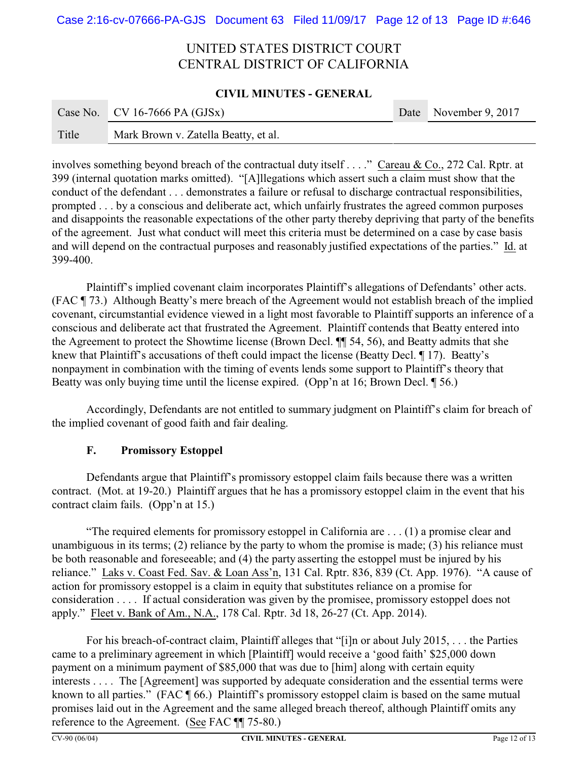involves something beyond breach of the contractual duty itself . . . ." Careau & Co., 272 Cal. Rptr. at 399 (internal quotation marks omitted). "[A]llegations which assert such a claim must show that the conduct of the defendant . . . demonstrates a failure or refusal to discharge contractual responsibilities, prompted . . . by a conscious and deliberate act, which unfairly frustrates the agreed common purposes and disappoints the reasonable expectations of the other party thereby depriving that party of the benefits of the agreement. Just what conduct will meet this criteria must be determined on a case by case basis and will depend on the contractual purposes and reasonably justified expectations of the parties." Id. at 399-400.

Plaintiff's implied covenant claim incorporates Plaintiff's allegations of Defendants' other acts. (FAC ¶ 73.) Although Beatty's mere breach of the Agreement would not establish breach of the implied covenant, circumstantial evidence viewed in a light most favorable to Plaintiff supports an inference of a conscious and deliberate act that frustrated the Agreement. Plaintiff contends that Beatty entered into the Agreement to protect the Showtime license (Brown Decl. ¶¶ 54, 56), and Beatty admits that she knew that Plaintiff's accusations of theft could impact the license (Beatty Decl. ¶ 17). Beatty's nonpayment in combination with the timing of events lends some support to Plaintiff's theory that Beatty was only buying time until the license expired. (Opp'n at 16; Brown Decl. ¶ 56.)

Accordingly, Defendants are not entitled to summary judgment on Plaintiff's claim for breach of the implied covenant of good faith and fair dealing.

### F. Promissory Estoppel

Defendants argue that Plaintiff's promissory estoppel claim fails because there was a written contract. (Mot. at 19-20.) Plaintiff argues that he has a promissory estoppel claim in the event that his contract claim fails. (Opp'n at 15.)

"The required elements for promissory estoppel in California are . . . (1) a promise clear and unambiguous in its terms; (2) reliance by the party to whom the promise is made; (3) his reliance must be both reasonable and foreseeable; and (4) the party asserting the estoppel must be injured by his reliance." Laks v. Coast Fed. Sav. & Loan Ass'n, 131 Cal. Rptr. 836, 839 (Ct. App. 1976). "A cause of action for promissory estoppel is a claim in equity that substitutes reliance on a promise for consideration . . . . If actual consideration was given by the promisee, promissory estoppel does not apply." Fleet v. Bank of Am., N.A., 178 Cal. Rptr. 3d 18, 26-27 (Ct. App. 2014).

For his breach-of-contract claim, Plaintiff alleges that "[i]n or about July 2015, . . . the Parties came to a preliminary agreement in which [Plaintiff] would receive a 'good faith' $25,000 down payment on a minimum payment of $85,000 that was due to [him] along with certain equity interests . . . . The [Agreement] was supported by adequate consideration and the essential terms were known to all parties." (FAC ¶ 66.) Plaintiff's promissory estoppel claim is based on the same mutual promises laid out in the Agreement and the same alleged breach thereof, although Plaintiff omits any reference to the Agreement. (See FAC ¶¶ 75-80.)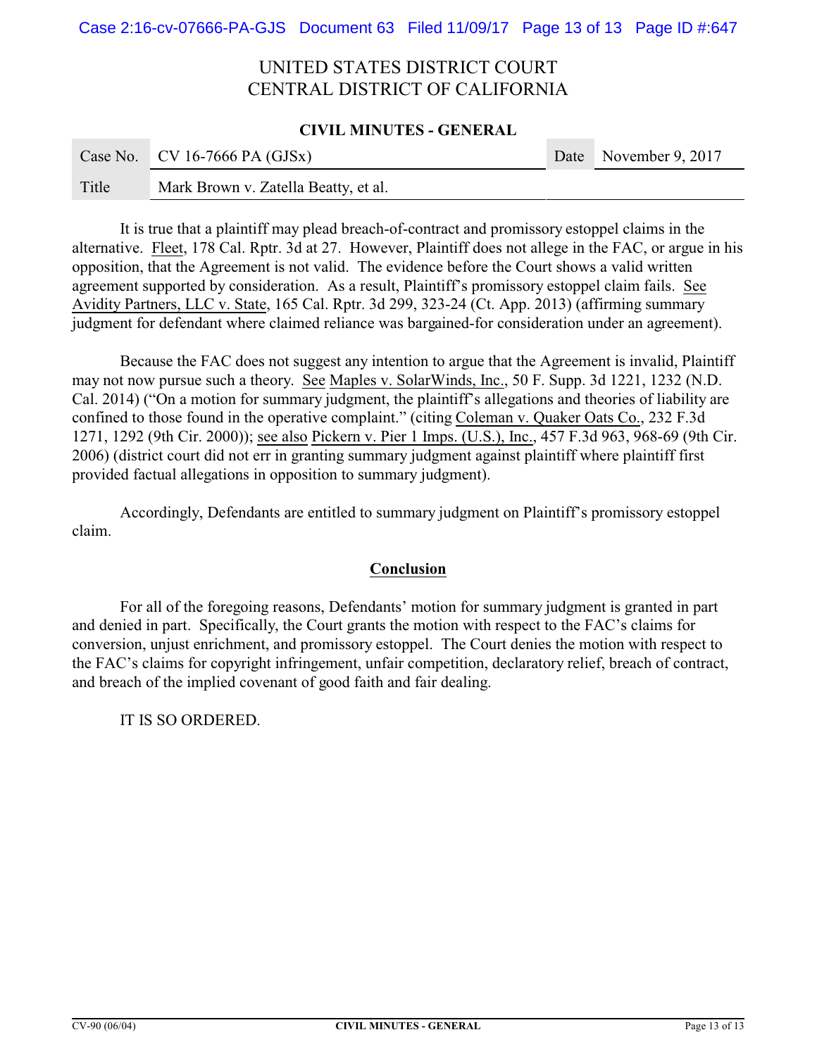UNITED STATES DISTRICT COURT
CENTRAL DISTRICT OF CALIFORNIA

**CIVIL MINUTES - GENERAL**

| Case No. | CV 16-7666 PA (GJSx) | Date | November 9, 2017 |
| --- | --- | --- | --- |
| Title | Mark Brown v. Zatella Beatty, et al. | | |

It is true that a plaintiff may plead breach-of-contract and promissory estoppel claims in the alternative. Fleet, 178 Cal. Rptr. 3d at 27. However, Plaintiff does not allege in the FAC, or argue in his opposition, that the Agreement is not valid. The evidence before the Court shows a valid written agreement supported by consideration. As a result, Plaintiff's promissory estoppel claim fails. See Avidity Partners, LLC v. State, 165 Cal. Rptr. 3d 299, 323-24 (Ct. App. 2013) (affirming summary judgment for defendant where claimed reliance was bargained-for consideration under an agreement).

Because the FAC does not suggest any intention to argue that the Agreement is invalid, Plaintiff may not now pursue such a theory. See Maples v. SolarWinds, Inc., 50 F. Supp. 3d 1221, 1232 (N.D. Cal. 2014) ("On a motion for summary judgment, the plaintiff's allegations and theories of liability are confined to those found in the operative complaint." (citing Coleman v. Quaker Oats Co., 232 F.3d 1271, 1292 (9th Cir. 2000)); see also Pickern v. Pier 1 Imps. (U.S.), Inc., 457 F.3d 963, 968-69 (9th Cir. 2006) (district court did not err in granting summary judgment against plaintiff where plaintiff first provided factual allegations in opposition to summary judgment).

Accordingly, Defendants are entitled to summary judgment on Plaintiff's promissory estoppel claim.

## Conclusion

For all of the foregoing reasons, Defendants' motion for summary judgment is granted in part and denied in part. Specifically, the Court grants the motion with respect to the FAC's claims for conversion, unjust enrichment, and promissory estoppel. The Court denies the motion with respect to the FAC's claims for copyright infringement, unfair competition, declaratory relief, breach of contract, and breach of the implied covenant of good faith and fair dealing.

IT IS SO ORDERED.